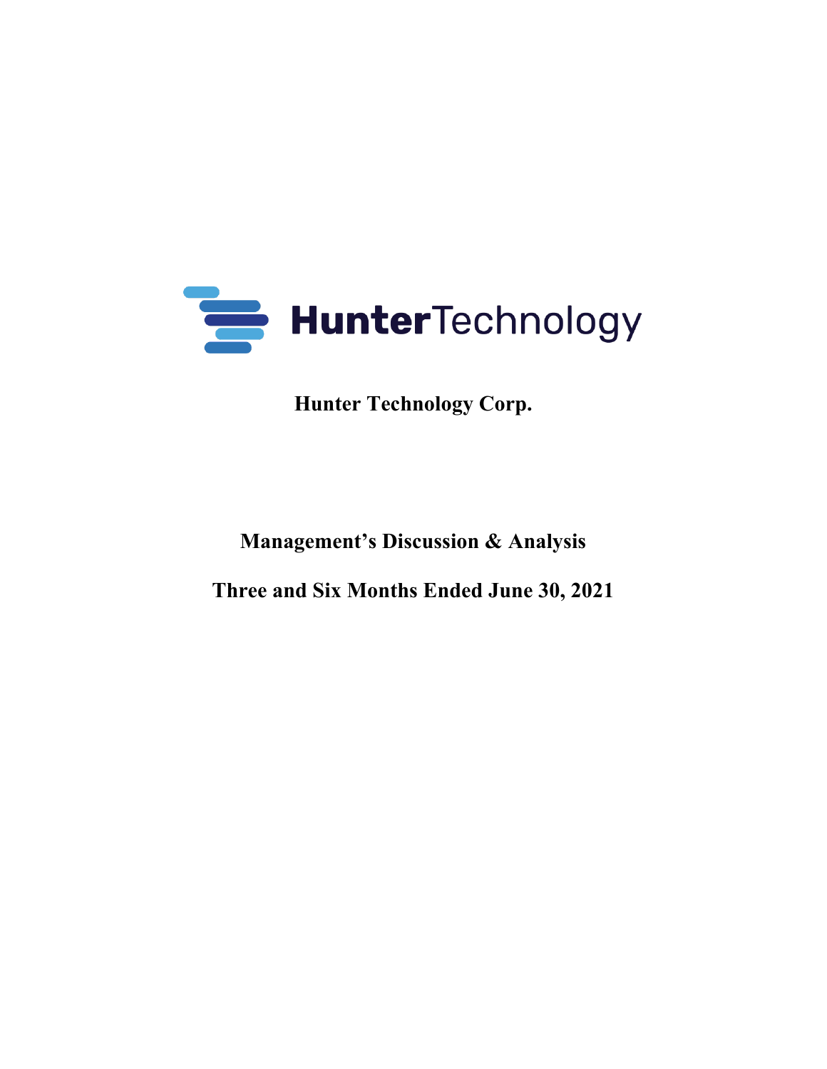HunterTechnology

# Hunter Technology Corp.

## Management's Discussion & Analysis

## Three and Six Months Ended June 30, 2021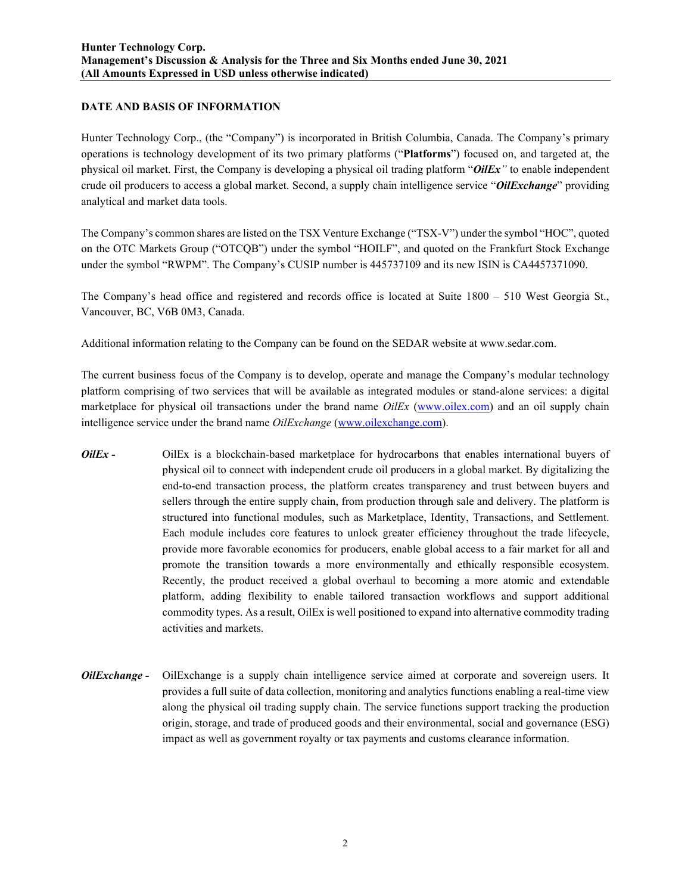## DATE AND BASIS OF INFORMATION

Hunter Technology Corp., (the "Company") is incorporated in British Columbia, Canada. The Company's primary operations is technology development of its two primary platforms ("**Platforms**") focused on, and targeted at, the physical oil market. First, the Company is developing a physical oil trading platform "***OilEx***" to enable independent crude oil producers to access a global market. Second, a supply chain intelligence service "***OilExchange***" providing analytical and market data tools.

The Company's common shares are listed on the TSX Venture Exchange ("TSX-V") under the symbol "HOC", quoted on the OTC Markets Group ("OTCQB") under the symbol "HOILF", and quoted on the Frankfurt Stock Exchange under the symbol "RWPM". The Company's CUSIP number is 445737109 and its new ISIN is CA4457371090.

The Company's head office and registered and records office is located at Suite 1800 – 510 West Georgia St., Vancouver, BC, V6B 0M3, Canada.

Additional information relating to the Company can be found on the SEDAR website at www.sedar.com.

The current business focus of the Company is to develop, operate and manage the Company's modular technology platform comprising of two services that will be available as integrated modules or stand-alone services: a digital marketplace for physical oil transactions under the brand name *OilEx* (www.oilex.com) and an oil supply chain intelligence service under the brand name *OilExchange* (www.oilexchange.com).

***OilEx -*** OilEx is a blockchain-based marketplace for hydrocarbons that enables international buyers of physical oil to connect with independent crude oil producers in a global market. By digitalizing the end-to-end transaction process, the platform creates transparency and trust between buyers and sellers through the entire supply chain, from production through sale and delivery. The platform is structured into functional modules, such as Marketplace, Identity, Transactions, and Settlement. Each module includes core features to unlock greater efficiency throughout the trade lifecycle, provide more favorable economics for producers, enable global access to a fair market for all and promote the transition towards a more environmentally and ethically responsible ecosystem. Recently, the product received a global overhaul to becoming a more atomic and extendable platform, adding flexibility to enable tailored transaction workflows and support additional commodity types. As a result, OilEx is well positioned to expand into alternative commodity trading activities and markets.

***OilExchange -*** OilExchange is a supply chain intelligence service aimed at corporate and sovereign users. It provides a full suite of data collection, monitoring and analytics functions enabling a real-time view along the physical oil trading supply chain. The service functions support tracking the production origin, storage, and trade of produced goods and their environmental, social and governance (ESG) impact as well as government royalty or tax payments and customs clearance information.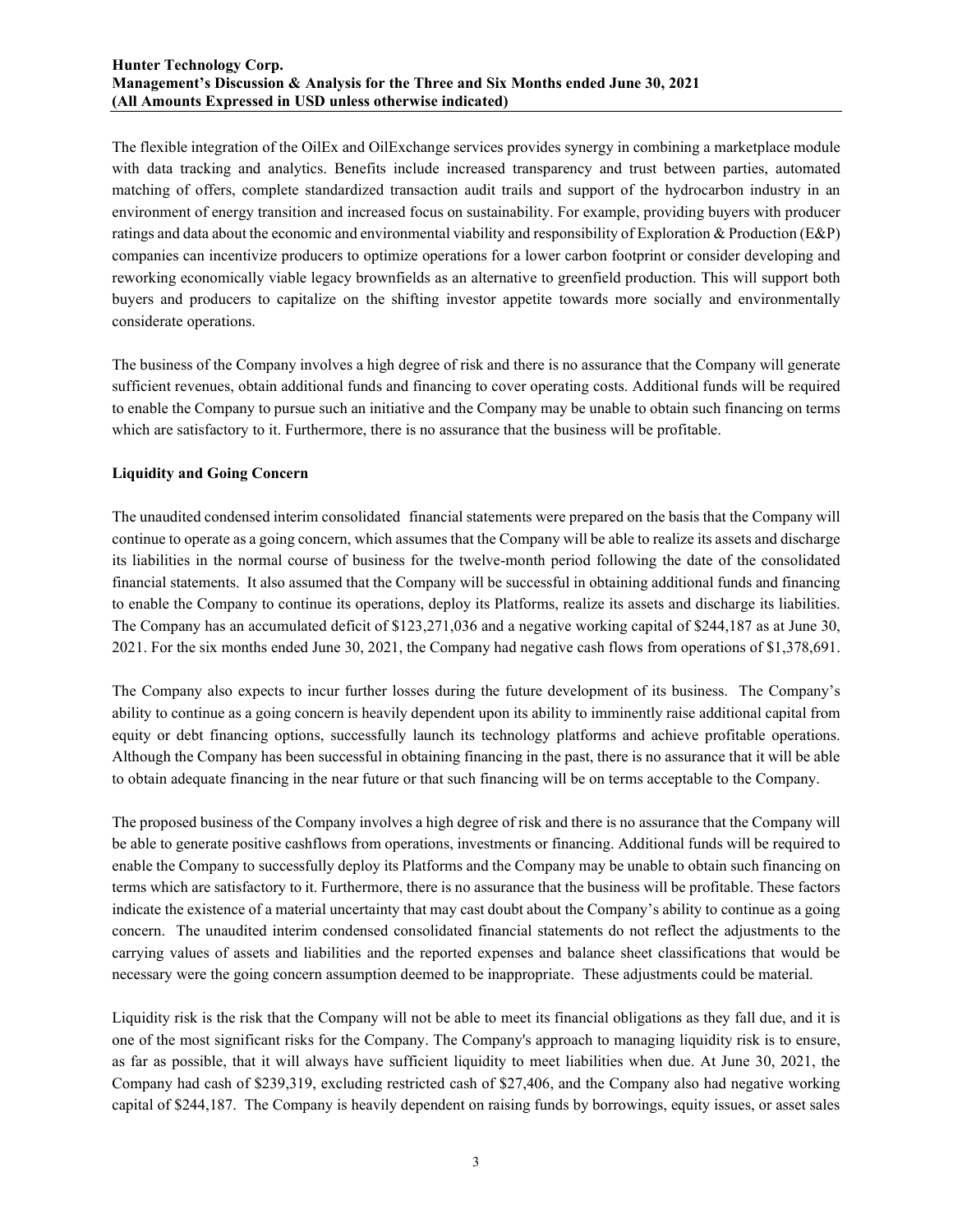The flexible integration of the OilEx and OilExchange services provides synergy in combining a marketplace module with data tracking and analytics. Benefits include increased transparency and trust between parties, automated matching of offers, complete standardized transaction audit trails and support of the hydrocarbon industry in an environment of energy transition and increased focus on sustainability. For example, providing buyers with producer ratings and data about the economic and environmental viability and responsibility of Exploration & Production (E&P) companies can incentivize producers to optimize operations for a lower carbon footprint or consider developing and reworking economically viable legacy brownfields as an alternative to greenfield production. This will support both buyers and producers to capitalize on the shifting investor appetite towards more socially and environmentally considerate operations.

The business of the Company involves a high degree of risk and there is no assurance that the Company will generate sufficient revenues, obtain additional funds and financing to cover operating costs. Additional funds will be required to enable the Company to pursue such an initiative and the Company may be unable to obtain such financing on terms which are satisfactory to it. Furthermore, there is no assurance that the business will be profitable.

## Liquidity and Going Concern

The unaudited condensed interim consolidated financial statements were prepared on the basis that the Company will continue to operate as a going concern, which assumes that the Company will be able to realize its assets and discharge its liabilities in the normal course of business for the twelve-month period following the date of the consolidated financial statements. It also assumed that the Company will be successful in obtaining additional funds and financing to enable the Company to continue its operations, deploy its Platforms, realize its assets and discharge its liabilities. The Company has an accumulated deficit of $123,271,036 and a negative working capital of $244,187 as at June 30, 2021. For the six months ended June 30, 2021, the Company had negative cash flows from operations of $1,378,691.

The Company also expects to incur further losses during the future development of its business. The Company's ability to continue as a going concern is heavily dependent upon its ability to imminently raise additional capital from equity or debt financing options, successfully launch its technology platforms and achieve profitable operations. Although the Company has been successful in obtaining financing in the past, there is no assurance that it will be able to obtain adequate financing in the near future or that such financing will be on terms acceptable to the Company.

The proposed business of the Company involves a high degree of risk and there is no assurance that the Company will be able to generate positive cashflows from operations, investments or financing. Additional funds will be required to enable the Company to successfully deploy its Platforms and the Company may be unable to obtain such financing on terms which are satisfactory to it. Furthermore, there is no assurance that the business will be profitable. These factors indicate the existence of a material uncertainty that may cast doubt about the Company's ability to continue as a going concern. The unaudited interim condensed consolidated financial statements do not reflect the adjustments to the carrying values of assets and liabilities and the reported expenses and balance sheet classifications that would be necessary were the going concern assumption deemed to be inappropriate. These adjustments could be material.

Liquidity risk is the risk that the Company will not be able to meet its financial obligations as they fall due, and it is one of the most significant risks for the Company. The Company's approach to managing liquidity risk is to ensure, as far as possible, that it will always have sufficient liquidity to meet liabilities when due. At June 30, 2021, the Company had cash of $239,319, excluding restricted cash of $27,406, and the Company also had negative working capital of $244,187. The Company is heavily dependent on raising funds by borrowings, equity issues, or asset sales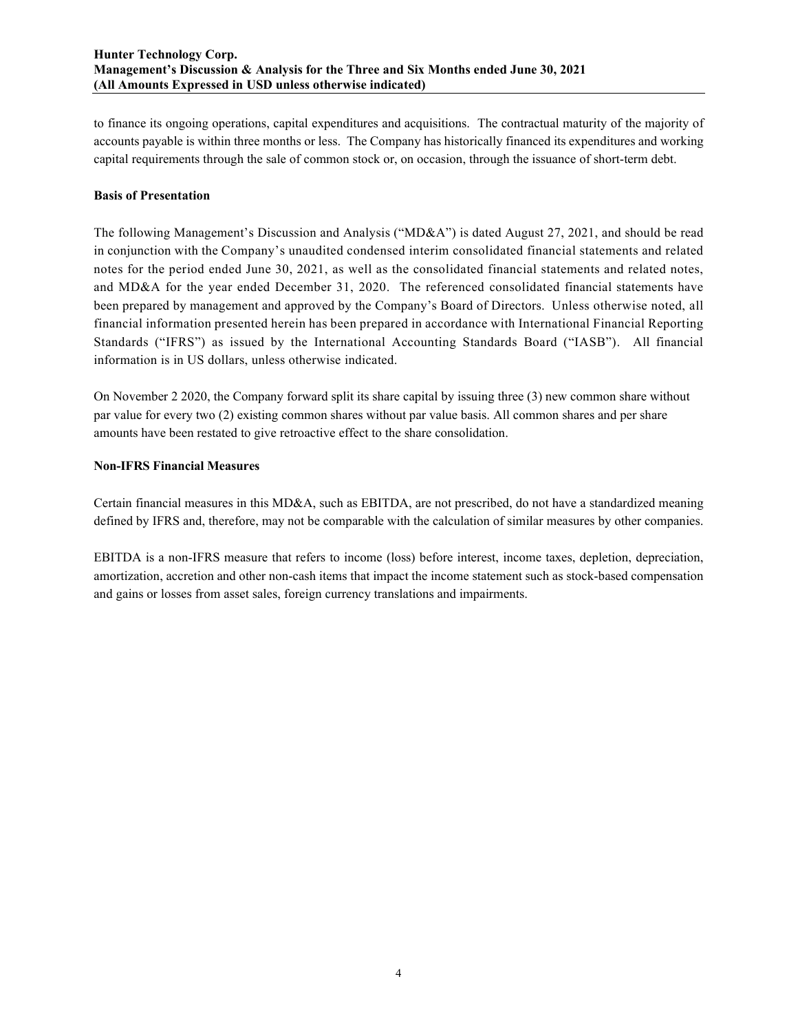to finance its ongoing operations, capital expenditures and acquisitions. The contractual maturity of the majority of accounts payable is within three months or less. The Company has historically financed its expenditures and working capital requirements through the sale of common stock or, on occasion, through the issuance of short-term debt.

**Basis of Presentation**

The following Management's Discussion and Analysis ("MD&A") is dated August 27, 2021, and should be read in conjunction with the Company's unaudited condensed interim consolidated financial statements and related notes for the period ended June 30, 2021, as well as the consolidated financial statements and related notes, and MD&A for the year ended December 31, 2020. The referenced consolidated financial statements have been prepared by management and approved by the Company's Board of Directors. Unless otherwise noted, all financial information presented herein has been prepared in accordance with International Financial Reporting Standards ("IFRS") as issued by the International Accounting Standards Board ("IASB"). All financial information is in US dollars, unless otherwise indicated.

On November 2 2020, the Company forward split its share capital by issuing three (3) new common share without par value for every two (2) existing common shares without par value basis. All common shares and per share amounts have been restated to give retroactive effect to the share consolidation.

**Non-IFRS Financial Measures**

Certain financial measures in this MD&A, such as EBITDA, are not prescribed, do not have a standardized meaning defined by IFRS and, therefore, may not be comparable with the calculation of similar measures by other companies.

EBITDA is a non-IFRS measure that refers to income (loss) before interest, income taxes, depletion, depreciation, amortization, accretion and other non-cash items that impact the income statement such as stock-based compensation and gains or losses from asset sales, foreign currency translations and impairments.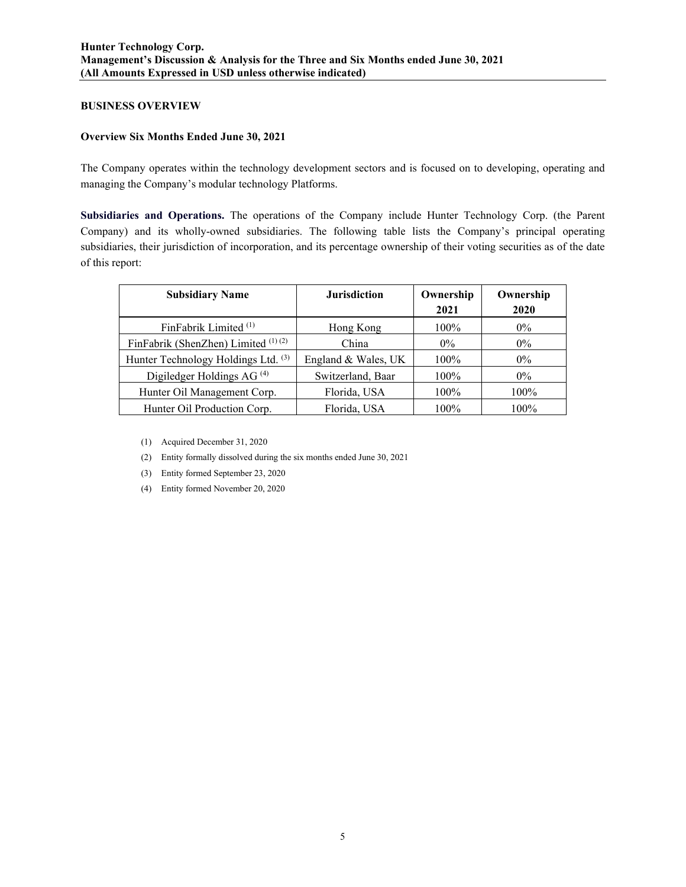## BUSINESS OVERVIEW

### Overview Six Months Ended June 30, 2021

The Company operates within the technology development sectors and is focused on to developing, operating and managing the Company's modular technology Platforms.

**Subsidiaries and Operations.** The operations of the Company include Hunter Technology Corp. (the Parent Company) and its wholly-owned subsidiaries. The following table lists the Company's principal operating subsidiaries, their jurisdiction of incorporation, and its percentage ownership of their voting securities as of the date of this report:

| Subsidiary Name | Jurisdiction | Ownership 2021 | Ownership 2020 |
|---|---|---|---|
| FinFabrik Limited [1] | Hong Kong | 100% | 0% |
| FinFabrik (ShenZhen) Limited [1] [2] | China | 0% | 0% |
| Hunter Technology Holdings Ltd. [3] | England & Wales, UK | 100% | 0% |
| Digiledger Holdings AG [4] | Switzerland, Baar | 100% | 0% |
| Hunter Oil Management Corp. | Florida, USA | 100% | 100% |
| Hunter Oil Production Corp. | Florida, USA | 100% | 100% |

(1) Acquired December 31, 2020

(2) Entity formally dissolved during the six months ended June 30, 2021

(3) Entity formed September 23, 2020

(4) Entity formed November 20, 2020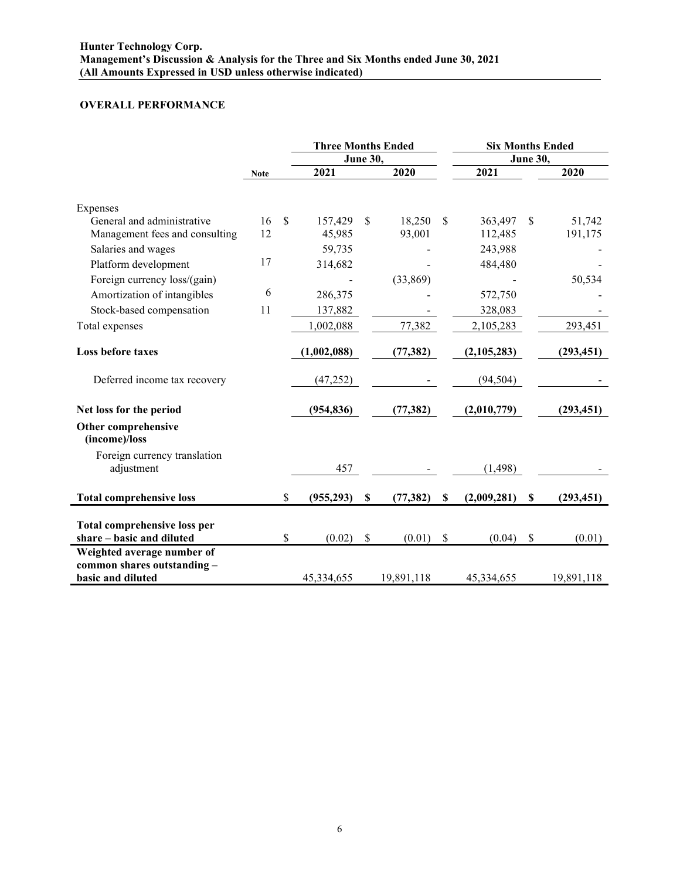## OVERALL PERFORMANCE

| | Note | Three Months Ended June 30, | | Six Months Ended June 30, | |
|---|---|---|---|---|---|
| | | 2021 | 2020 | 2021 | 2020 |
| Expenses | | | | | |
| General and administrative | 16 | $ 157,429 | $ 18,250 | $ 363,497 | $ 51,742 |
| Management fees and consulting | 12 | 45,985 | 93,001 | 112,485 | 191,175 |
| Salaries and wages | | 59,735 | - | 243,988 | - |
| Platform development | 17 | 314,682 | - | 484,480 | - |
| Foreign currency loss/(gain) | | - | (33,869) | - | 50,534 |
| Amortization of intangibles | 6 | 286,375 | - | 572,750 | - |
| Stock-based compensation | 11 | 137,882 | - | 328,083 | - |
| Total expenses | | 1,002,088 | 77,382 | 2,105,283 | 293,451 |
| **Loss before taxes** | | **(1,002,088)** | **(77,382)** | **(2,105,283)** | **(293,451)** |
| Deferred income tax recovery | | (47,252) | - | (94,504) | - |
| **Net loss for the period** | | **(954,836)** | **(77,382)** | **(2,010,779)** | **(293,451)** |
| **Other comprehensive (income)/loss** | | | | | |
| Foreign currency translation adjustment | | 457 | - | (1,498) | - |
| **Total comprehensive loss** | | $ **(955,293)** | **$ (77,382)** | **$ (2,009,281)** | **$ (293,451)** |
| **Total comprehensive loss per share – basic and diluted** | | $ (0.02) | $ (0.01) | $ (0.04) | $ (0.01) |
| **Weighted average number of common shares outstanding – basic and diluted** | | 45,334,655 | 19,891,118 | 45,334,655 | 19,891,118 |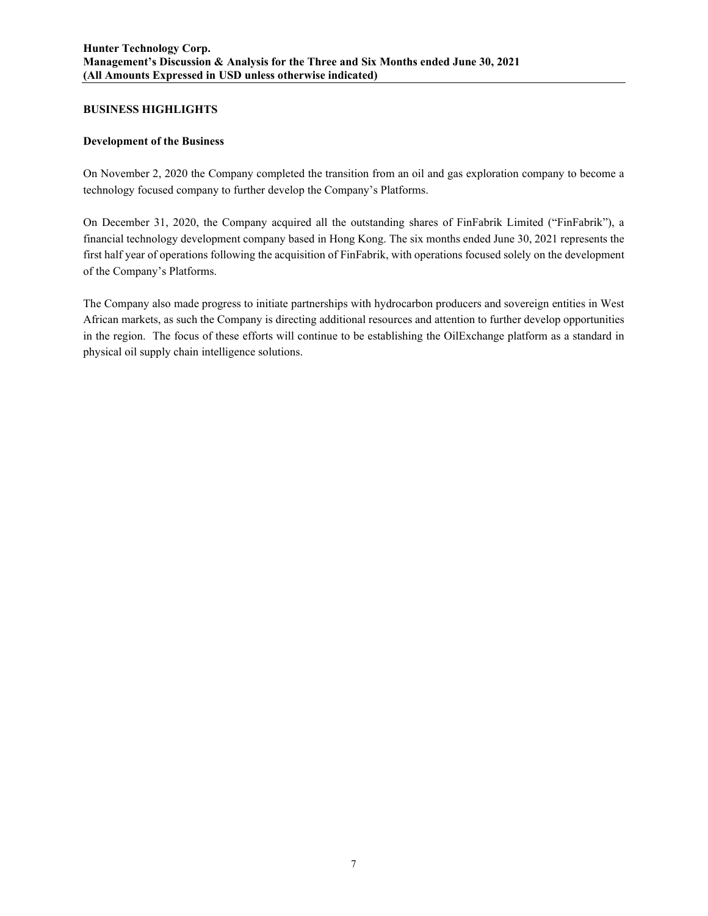## BUSINESS HIGHLIGHTS

### Development of the Business

On November 2, 2020 the Company completed the transition from an oil and gas exploration company to become a technology focused company to further develop the Company's Platforms.

On December 31, 2020, the Company acquired all the outstanding shares of FinFabrik Limited ("FinFabrik"), a financial technology development company based in Hong Kong. The six months ended June 30, 2021 represents the first half year of operations following the acquisition of FinFabrik, with operations focused solely on the development of the Company's Platforms.

The Company also made progress to initiate partnerships with hydrocarbon producers and sovereign entities in West African markets, as such the Company is directing additional resources and attention to further develop opportunities in the region. The focus of these efforts will continue to be establishing the OilExchange platform as a standard in physical oil supply chain intelligence solutions.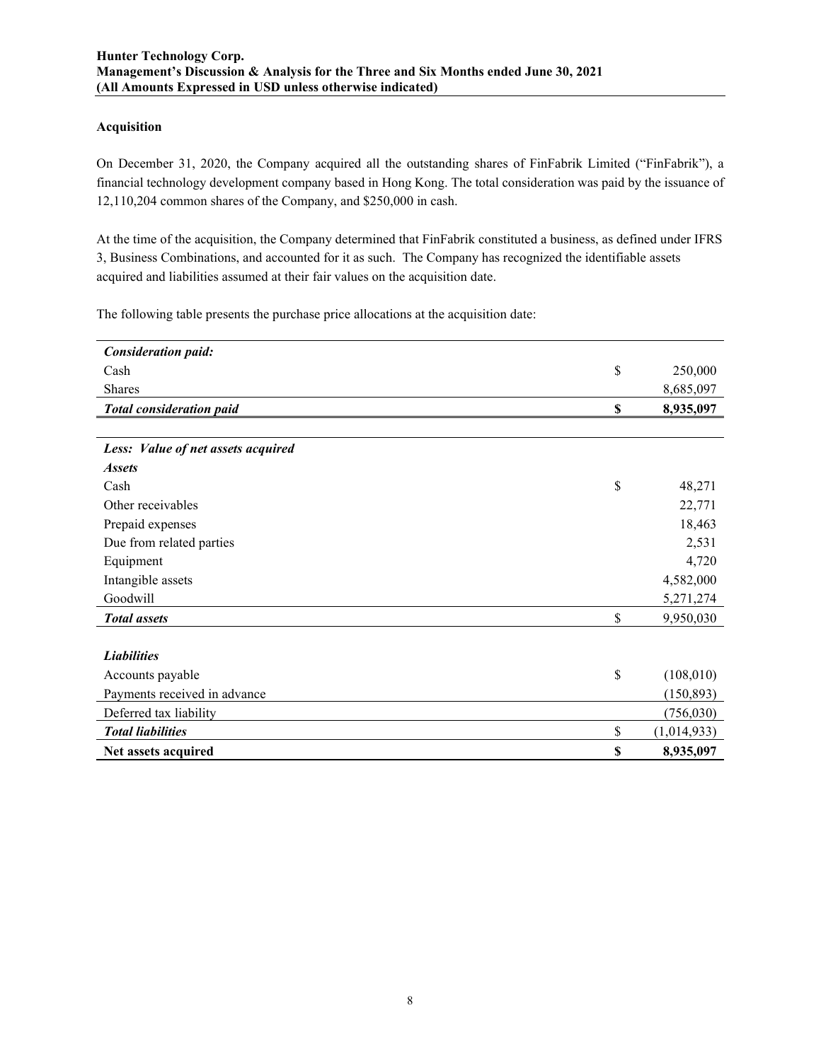## Acquisition

On December 31, 2020, the Company acquired all the outstanding shares of FinFabrik Limited ("FinFabrik"), a financial technology development company based in Hong Kong. The total consideration was paid by the issuance of 12,110,204 common shares of the Company, and $250,000 in cash.

At the time of the acquisition, the Company determined that FinFabrik constituted a business, as defined under IFRS 3, Business Combinations, and accounted for it as such. The Company has recognized the identifiable assets acquired and liabilities assumed at their fair values on the acquisition date.

The following table presents the purchase price allocations at the acquisition date:

| | | |
|---|---|---|
| ***Consideration paid:*** | | |
| Cash | $ | 250,000 |
| Shares | | 8,685,097 |
| ***Total consideration paid*** | **$** | **8,935,097** |
| | | |
| ***Less: Value of net assets acquired*** | | |
| ***Assets*** | | |
| Cash | $ | 48,271 |
| Other receivables | | 22,771 |
| Prepaid expenses | | 18,463 |
| Due from related parties | | 2,531 |
| Equipment | | 4,720 |
| Intangible assets | | 4,582,000 |
| Goodwill | | 5,271,274 |
| ***Total assets*** | $ | 9,950,030 |
| | | |
| ***Liabilities*** | | |
| Accounts payable | $ | (108,010) |
| Payments received in advance | | (150,893) |
| Deferred tax liability | | (756,030) |
| ***Total liabilities*** | $ | (1,014,933) |
| **Net assets acquired** | **$** | **8,935,097** |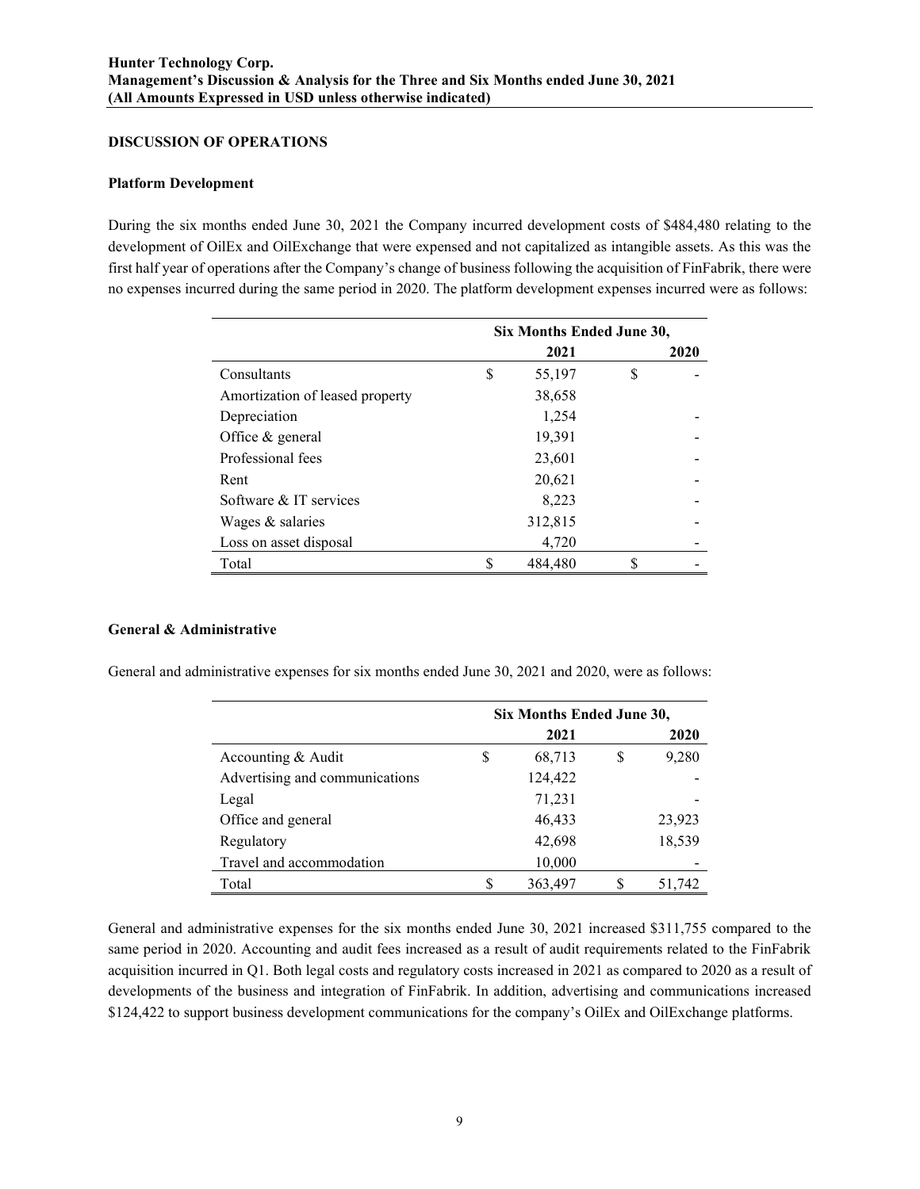## DISCUSSION OF OPERATIONS

### Platform Development

During the six months ended June 30, 2021 the Company incurred development costs of $484,480 relating to the development of OilEx and OilExchange that were expensed and not capitalized as intangible assets. As this was the first half year of operations after the Company's change of business following the acquisition of FinFabrik, there were no expenses incurred during the same period in 2020. The platform development expenses incurred were as follows:

| | Six Months Ended June 30, | |
|---|---|---|
| | 2021 | 2020 |
| Consultants | $ 55,197 | $ - |
| Amortization of leased property | 38,658 | |
| Depreciation | 1,254 | - |
| Office & general | 19,391 | - |
| Professional fees | 23,601 | - |
| Rent | 20,621 | - |
| Software & IT services | 8,223 | - |
| Wages & salaries | 312,815 | - |
| Loss on asset disposal | 4,720 | - |
| Total | $ 484,480 | $ - |

### General & Administrative

General and administrative expenses for six months ended June 30, 2021 and 2020, were as follows:

| | Six Months Ended June 30, | |
|---|---|---|
| | 2021 | 2020 |
| Accounting & Audit | $ 68,713 | $ 9,280 |
| Advertising and communications | 124,422 | - |
| Legal | 71,231 | - |
| Office and general | 46,433 | 23,923 |
| Regulatory | 42,698 | 18,539 |
| Travel and accommodation | 10,000 | - |
| Total | $ 363,497 | $ 51,742 |

General and administrative expenses for the six months ended June 30, 2021 increased $311,755 compared to the same period in 2020. Accounting and audit fees increased as a result of audit requirements related to the FinFabrik acquisition incurred in Q1. Both legal costs and regulatory costs increased in 2021 as compared to 2020 as a result of developments of the business and integration of FinFabrik. In addition, advertising and communications increased $124,422 to support business development communications for the company's OilEx and OilExchange platforms.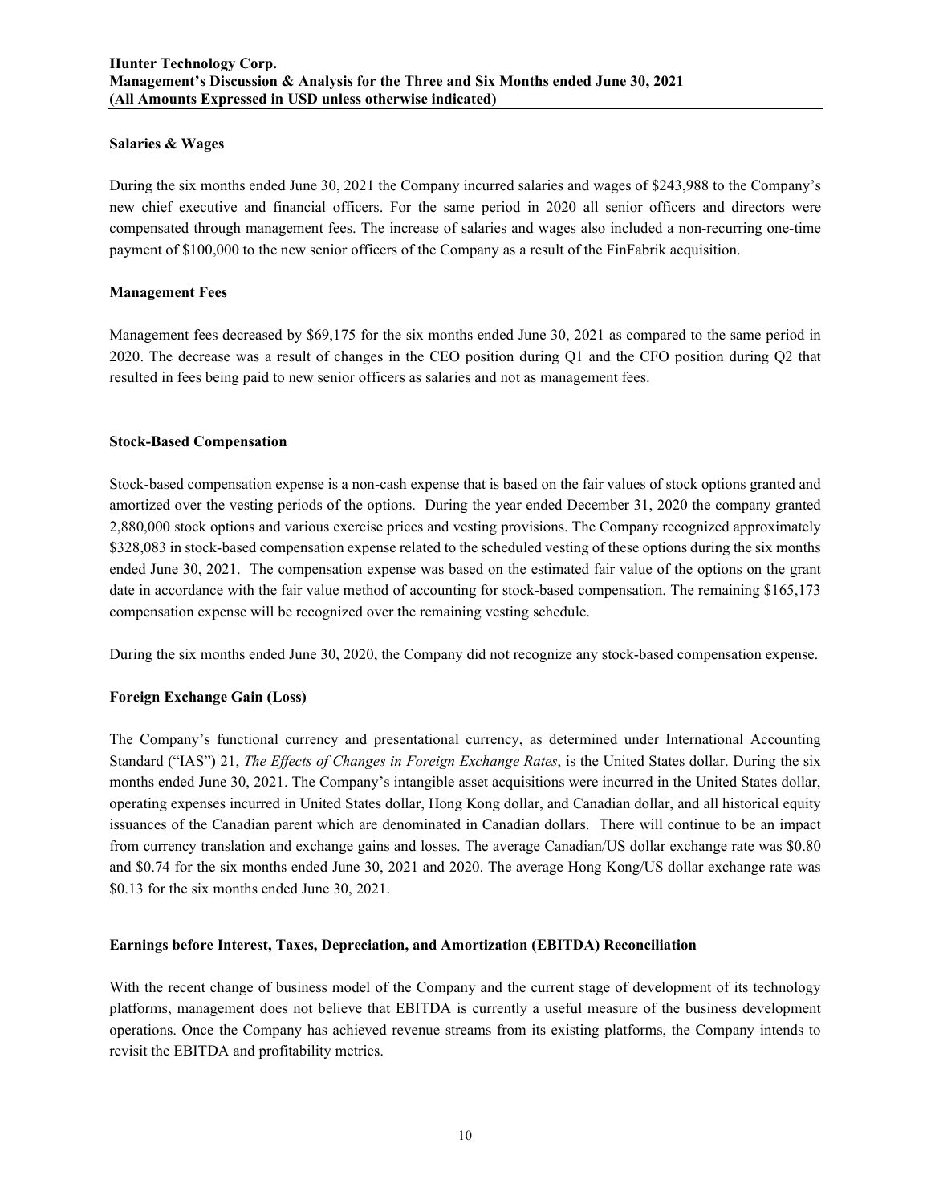**Salaries & Wages**

During the six months ended June 30, 2021 the Company incurred salaries and wages of $243,988 to the Company's new chief executive and financial officers. For the same period in 2020 all senior officers and directors were compensated through management fees. The increase of salaries and wages also included a non-recurring one-time payment of $100,000 to the new senior officers of the Company as a result of the FinFabrik acquisition.

**Management Fees**

Management fees decreased by $69,175 for the six months ended June 30, 2021 as compared to the same period in 2020. The decrease was a result of changes in the CEO position during Q1 and the CFO position during Q2 that resulted in fees being paid to new senior officers as salaries and not as management fees.

**Stock-Based Compensation**

Stock-based compensation expense is a non-cash expense that is based on the fair values of stock options granted and amortized over the vesting periods of the options. During the year ended December 31, 2020 the company granted 2,880,000 stock options and various exercise prices and vesting provisions. The Company recognized approximately $328,083 in stock-based compensation expense related to the scheduled vesting of these options during the six months ended June 30, 2021. The compensation expense was based on the estimated fair value of the options on the grant date in accordance with the fair value method of accounting for stock-based compensation. The remaining $165,173 compensation expense will be recognized over the remaining vesting schedule.

During the six months ended June 30, 2020, the Company did not recognize any stock-based compensation expense.

**Foreign Exchange Gain (Loss)**

The Company's functional currency and presentational currency, as determined under International Accounting Standard ("IAS") 21, *The Effects of Changes in Foreign Exchange Rates*, is the United States dollar. During the six months ended June 30, 2021. The Company's intangible asset acquisitions were incurred in the United States dollar, operating expenses incurred in United States dollar, Hong Kong dollar, and Canadian dollar, and all historical equity issuances of the Canadian parent which are denominated in Canadian dollars. There will continue to be an impact from currency translation and exchange gains and losses. The average Canadian/US dollar exchange rate was $0.80 and $0.74 for the six months ended June 30, 2021 and 2020. The average Hong Kong/US dollar exchange rate was $0.13 for the six months ended June 30, 2021.

**Earnings before Interest, Taxes, Depreciation, and Amortization (EBITDA) Reconciliation**

With the recent change of business model of the Company and the current stage of development of its technology platforms, management does not believe that EBITDA is currently a useful measure of the business development operations. Once the Company has achieved revenue streams from its existing platforms, the Company intends to revisit the EBITDA and profitability metrics.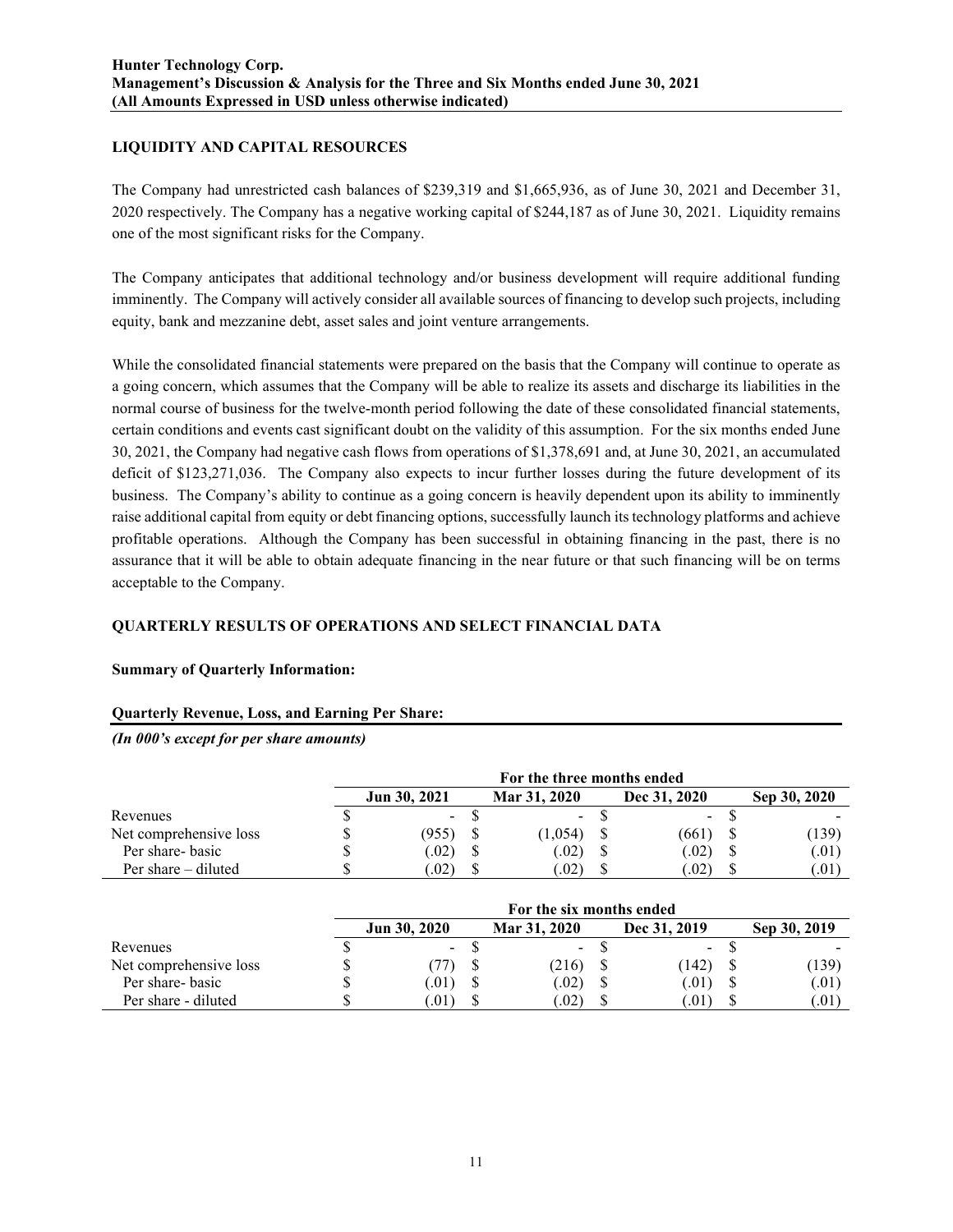## LIQUIDITY AND CAPITAL RESOURCES

The Company had unrestricted cash balances of $239,319 and $1,665,936, as of June 30, 2021 and December 31, 2020 respectively. The Company has a negative working capital of $244,187 as of June 30, 2021. Liquidity remains one of the most significant risks for the Company.

The Company anticipates that additional technology and/or business development will require additional funding imminently. The Company will actively consider all available sources of financing to develop such projects, including equity, bank and mezzanine debt, asset sales and joint venture arrangements.

While the consolidated financial statements were prepared on the basis that the Company will continue to operate as a going concern, which assumes that the Company will be able to realize its assets and discharge its liabilities in the normal course of business for the twelve-month period following the date of these consolidated financial statements, certain conditions and events cast significant doubt on the validity of this assumption. For the six months ended June 30, 2021, the Company had negative cash flows from operations of $1,378,691 and, at June 30, 2021, an accumulated deficit of $123,271,036. The Company also expects to incur further losses during the future development of its business. The Company's ability to continue as a going concern is heavily dependent upon its ability to imminently raise additional capital from equity or debt financing options, successfully launch its technology platforms and achieve profitable operations. Although the Company has been successful in obtaining financing in the past, there is no assurance that it will be able to obtain adequate financing in the near future or that such financing will be on terms acceptable to the Company.

## QUARTERLY RESULTS OF OPERATIONS AND SELECT FINANCIAL DATA

**Summary of Quarterly Information:**

**Quarterly Revenue, Loss, and Earning Per Share:**

***(In 000's except for per share amounts)***

| | For the three months ended | | | |
|---|---|---|---|---|
| | Jun 30, 2021 | Mar 31, 2020 | Dec 31, 2020 | Sep 30, 2020 |
| Revenues | $ - | $ - | $ - | $ - |
| Net comprehensive loss | $ (955) | $ (1,054) | $ (661) | $ (139) |
| Per share- basic | $ (.02) | $ (.02) | $ (.02) | $ (.01) |
| Per share – diluted | $ (.02) | $ (.02) | $ (.02) | $ (.01) |

| | For the six months ended | | | |
|---|---|---|---|---|
| | Jun 30, 2020 | Mar 31, 2020 | Dec 31, 2019 | Sep 30, 2019 |
| Revenues | $ - | $ - | $ - | $ - |
| Net comprehensive loss | $ (77) | $ (216) | $ (142) | $ (139) |
| Per share- basic | $ (.01) | $ (.02) | $ (.01) | $ (.01) |
| Per share - diluted | $ (.01) | $ (.02) | $ (.01) | $ (.01) |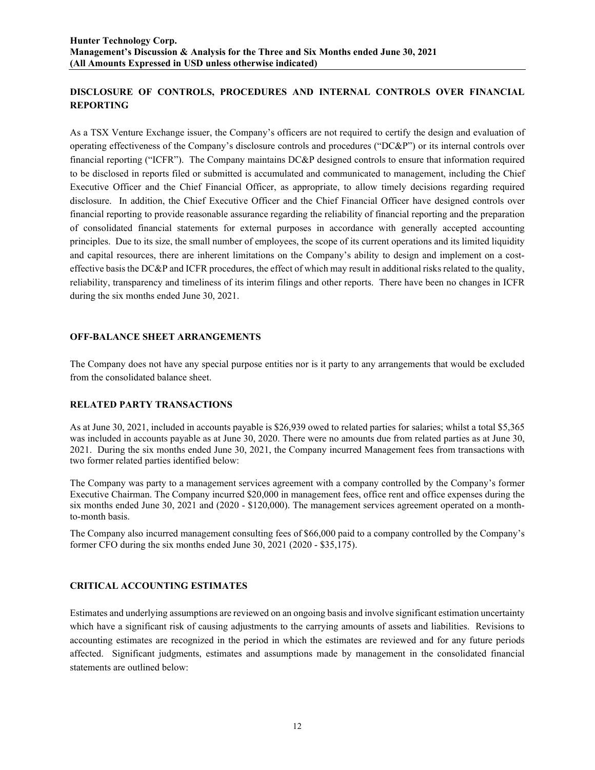## DISCLOSURE OF CONTROLS, PROCEDURES AND INTERNAL CONTROLS OVER FINANCIAL REPORTING

As a TSX Venture Exchange issuer, the Company's officers are not required to certify the design and evaluation of operating effectiveness of the Company's disclosure controls and procedures ("DC&P") or its internal controls over financial reporting ("ICFR"). The Company maintains DC&P designed controls to ensure that information required to be disclosed in reports filed or submitted is accumulated and communicated to management, including the Chief Executive Officer and the Chief Financial Officer, as appropriate, to allow timely decisions regarding required disclosure. In addition, the Chief Executive Officer and the Chief Financial Officer have designed controls over financial reporting to provide reasonable assurance regarding the reliability of financial reporting and the preparation of consolidated financial statements for external purposes in accordance with generally accepted accounting principles. Due to its size, the small number of employees, the scope of its current operations and its limited liquidity and capital resources, there are inherent limitations on the Company's ability to design and implement on a cost-effective basis the DC&P and ICFR procedures, the effect of which may result in additional risks related to the quality, reliability, transparency and timeliness of its interim filings and other reports. There have been no changes in ICFR during the six months ended June 30, 2021.

## OFF-BALANCE SHEET ARRANGEMENTS

The Company does not have any special purpose entities nor is it party to any arrangements that would be excluded from the consolidated balance sheet.

## RELATED PARTY TRANSACTIONS

As at June 30, 2021, included in accounts payable is $26,939 owed to related parties for salaries; whilst a total $5,365 was included in accounts payable as at June 30, 2020. There were no amounts due from related parties as at June 30, 2021. During the six months ended June 30, 2021, the Company incurred Management fees from transactions with two former related parties identified below:

The Company was party to a management services agreement with a company controlled by the Company's former Executive Chairman. The Company incurred $20,000 in management fees, office rent and office expenses during the six months ended June 30, 2021 and (2020 - $120,000). The management services agreement operated on a month-to-month basis.

The Company also incurred management consulting fees of $66,000 paid to a company controlled by the Company's former CFO during the six months ended June 30, 2021 (2020 - $35,175).

## CRITICAL ACCOUNTING ESTIMATES

Estimates and underlying assumptions are reviewed on an ongoing basis and involve significant estimation uncertainty which have a significant risk of causing adjustments to the carrying amounts of assets and liabilities. Revisions to accounting estimates are recognized in the period in which the estimates are reviewed and for any future periods affected. Significant judgments, estimates and assumptions made by management in the consolidated financial statements are outlined below: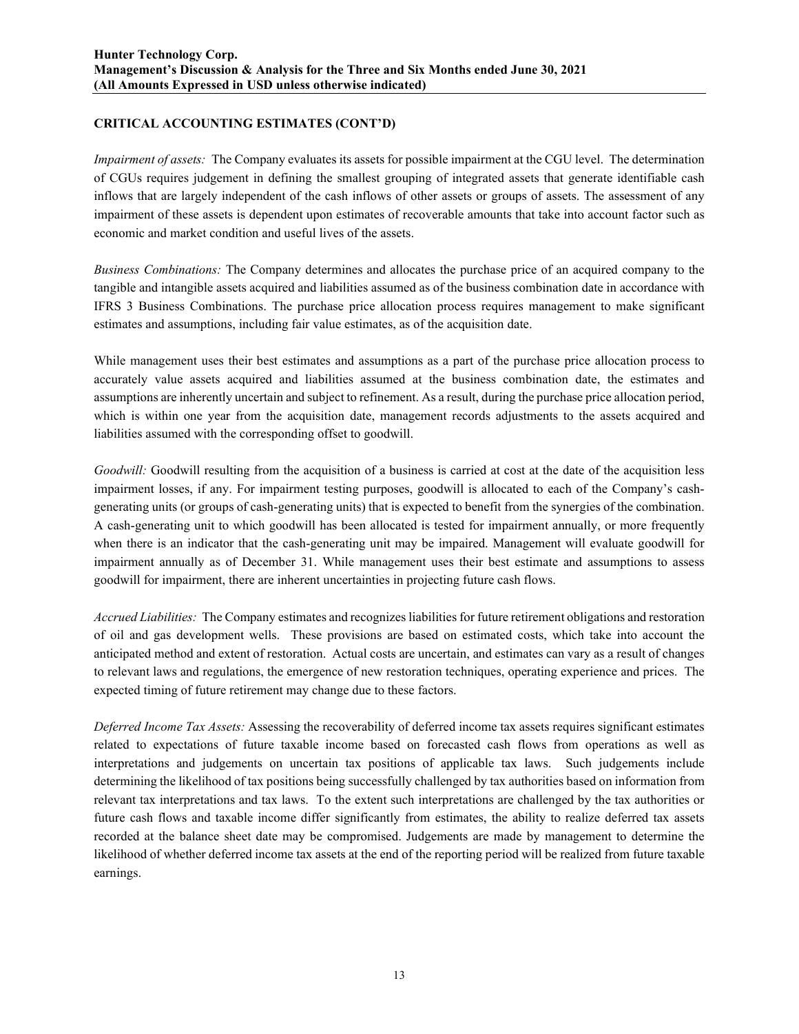## CRITICAL ACCOUNTING ESTIMATES (CONT'D)

*Impairment of assets:* The Company evaluates its assets for possible impairment at the CGU level. The determination of CGUs requires judgement in defining the smallest grouping of integrated assets that generate identifiable cash inflows that are largely independent of the cash inflows of other assets or groups of assets. The assessment of any impairment of these assets is dependent upon estimates of recoverable amounts that take into account factor such as economic and market condition and useful lives of the assets.

*Business Combinations:* The Company determines and allocates the purchase price of an acquired company to the tangible and intangible assets acquired and liabilities assumed as of the business combination date in accordance with IFRS 3 Business Combinations. The purchase price allocation process requires management to make significant estimates and assumptions, including fair value estimates, as of the acquisition date.

While management uses their best estimates and assumptions as a part of the purchase price allocation process to accurately value assets acquired and liabilities assumed at the business combination date, the estimates and assumptions are inherently uncertain and subject to refinement. As a result, during the purchase price allocation period, which is within one year from the acquisition date, management records adjustments to the assets acquired and liabilities assumed with the corresponding offset to goodwill.

*Goodwill:* Goodwill resulting from the acquisition of a business is carried at cost at the date of the acquisition less impairment losses, if any. For impairment testing purposes, goodwill is allocated to each of the Company's cash-generating units (or groups of cash-generating units) that is expected to benefit from the synergies of the combination. A cash-generating unit to which goodwill has been allocated is tested for impairment annually, or more frequently when there is an indicator that the cash-generating unit may be impaired. Management will evaluate goodwill for impairment annually as of December 31. While management uses their best estimate and assumptions to assess goodwill for impairment, there are inherent uncertainties in projecting future cash flows.

*Accrued Liabilities:* The Company estimates and recognizes liabilities for future retirement obligations and restoration of oil and gas development wells. These provisions are based on estimated costs, which take into account the anticipated method and extent of restoration. Actual costs are uncertain, and estimates can vary as a result of changes to relevant laws and regulations, the emergence of new restoration techniques, operating experience and prices. The expected timing of future retirement may change due to these factors.

*Deferred Income Tax Assets:* Assessing the recoverability of deferred income tax assets requires significant estimates related to expectations of future taxable income based on forecasted cash flows from operations as well as interpretations and judgements on uncertain tax positions of applicable tax laws. Such judgements include determining the likelihood of tax positions being successfully challenged by tax authorities based on information from relevant tax interpretations and tax laws. To the extent such interpretations are challenged by the tax authorities or future cash flows and taxable income differ significantly from estimates, the ability to realize deferred tax assets recorded at the balance sheet date may be compromised. Judgements are made by management to determine the likelihood of whether deferred income tax assets at the end of the reporting period will be realized from future taxable earnings.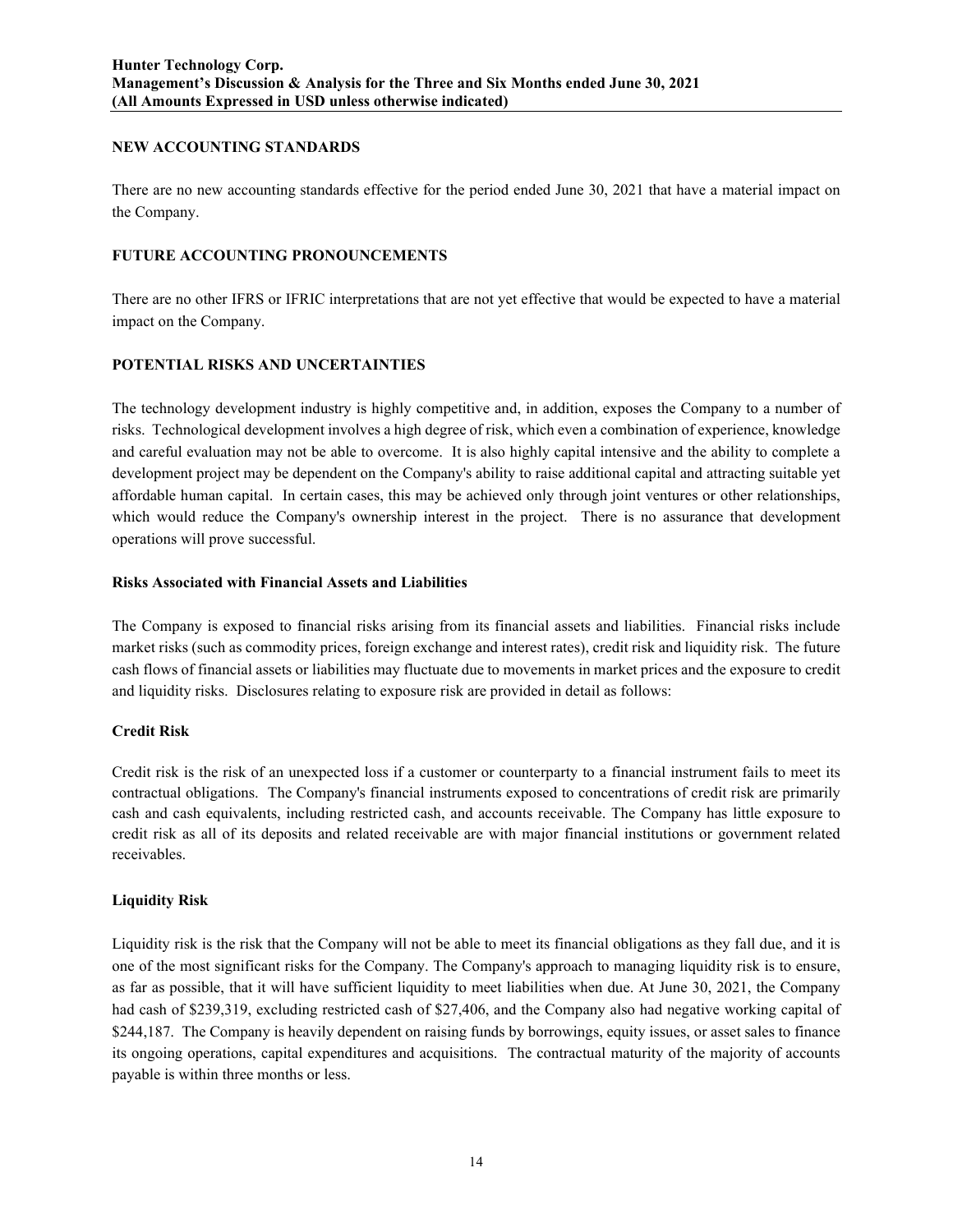## NEW ACCOUNTING STANDARDS

There are no new accounting standards effective for the period ended June 30, 2021 that have a material impact on the Company.

## FUTURE ACCOUNTING PRONOUNCEMENTS

There are no other IFRS or IFRIC interpretations that are not yet effective that would be expected to have a material impact on the Company.

## POTENTIAL RISKS AND UNCERTAINTIES

The technology development industry is highly competitive and, in addition, exposes the Company to a number of risks. Technological development involves a high degree of risk, which even a combination of experience, knowledge and careful evaluation may not be able to overcome. It is also highly capital intensive and the ability to complete a development project may be dependent on the Company's ability to raise additional capital and attracting suitable yet affordable human capital. In certain cases, this may be achieved only through joint ventures or other relationships, which would reduce the Company's ownership interest in the project. There is no assurance that development operations will prove successful.

### Risks Associated with Financial Assets and Liabilities

The Company is exposed to financial risks arising from its financial assets and liabilities. Financial risks include market risks (such as commodity prices, foreign exchange and interest rates), credit risk and liquidity risk. The future cash flows of financial assets or liabilities may fluctuate due to movements in market prices and the exposure to credit and liquidity risks. Disclosures relating to exposure risk are provided in detail as follows:

### Credit Risk

Credit risk is the risk of an unexpected loss if a customer or counterparty to a financial instrument fails to meet its contractual obligations. The Company's financial instruments exposed to concentrations of credit risk are primarily cash and cash equivalents, including restricted cash, and accounts receivable. The Company has little exposure to credit risk as all of its deposits and related receivable are with major financial institutions or government related receivables.

### Liquidity Risk

Liquidity risk is the risk that the Company will not be able to meet its financial obligations as they fall due, and it is one of the most significant risks for the Company. The Company's approach to managing liquidity risk is to ensure, as far as possible, that it will have sufficient liquidity to meet liabilities when due. At June 30, 2021, the Company had cash of $239,319, excluding restricted cash of $27,406, and the Company also had negative working capital of $244,187. The Company is heavily dependent on raising funds by borrowings, equity issues, or asset sales to finance its ongoing operations, capital expenditures and acquisitions. The contractual maturity of the majority of accounts payable is within three months or less.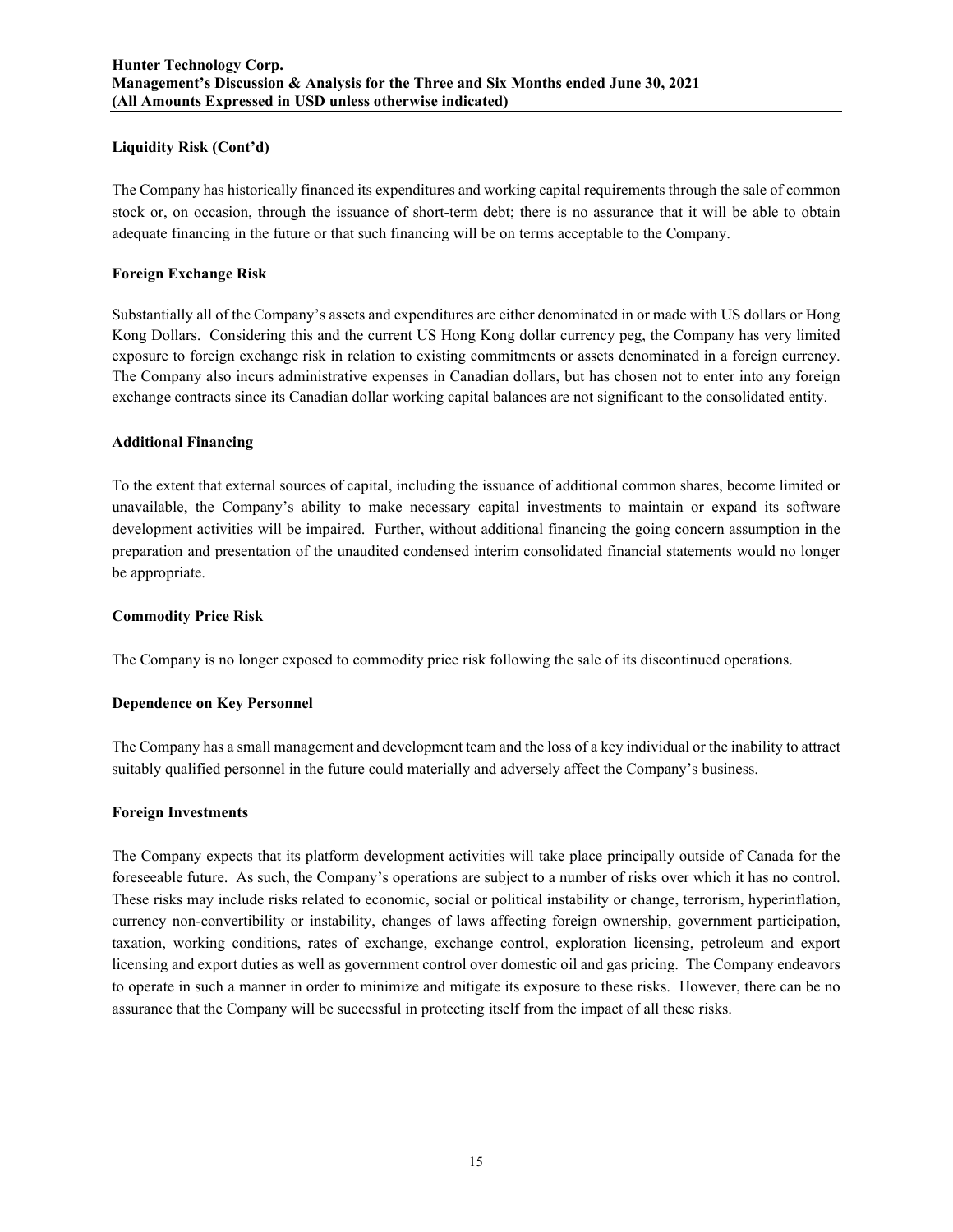### Liquidity Risk (Cont'd)

The Company has historically financed its expenditures and working capital requirements through the sale of common stock or, on occasion, through the issuance of short-term debt; there is no assurance that it will be able to obtain adequate financing in the future or that such financing will be on terms acceptable to the Company.

### Foreign Exchange Risk

Substantially all of the Company's assets and expenditures are either denominated in or made with US dollars or Hong Kong Dollars. Considering this and the current US Hong Kong dollar currency peg, the Company has very limited exposure to foreign exchange risk in relation to existing commitments or assets denominated in a foreign currency. The Company also incurs administrative expenses in Canadian dollars, but has chosen not to enter into any foreign exchange contracts since its Canadian dollar working capital balances are not significant to the consolidated entity.

### Additional Financing

To the extent that external sources of capital, including the issuance of additional common shares, become limited or unavailable, the Company's ability to make necessary capital investments to maintain or expand its software development activities will be impaired. Further, without additional financing the going concern assumption in the preparation and presentation of the unaudited condensed interim consolidated financial statements would no longer be appropriate.

### Commodity Price Risk

The Company is no longer exposed to commodity price risk following the sale of its discontinued operations.

### Dependence on Key Personnel

The Company has a small management and development team and the loss of a key individual or the inability to attract suitably qualified personnel in the future could materially and adversely affect the Company's business.

### Foreign Investments

The Company expects that its platform development activities will take place principally outside of Canada for the foreseeable future. As such, the Company's operations are subject to a number of risks over which it has no control. These risks may include risks related to economic, social or political instability or change, terrorism, hyperinflation, currency non-convertibility or instability, changes of laws affecting foreign ownership, government participation, taxation, working conditions, rates of exchange, exchange control, exploration licensing, petroleum and export licensing and export duties as well as government control over domestic oil and gas pricing. The Company endeavors to operate in such a manner in order to minimize and mitigate its exposure to these risks. However, there can be no assurance that the Company will be successful in protecting itself from the impact of all these risks.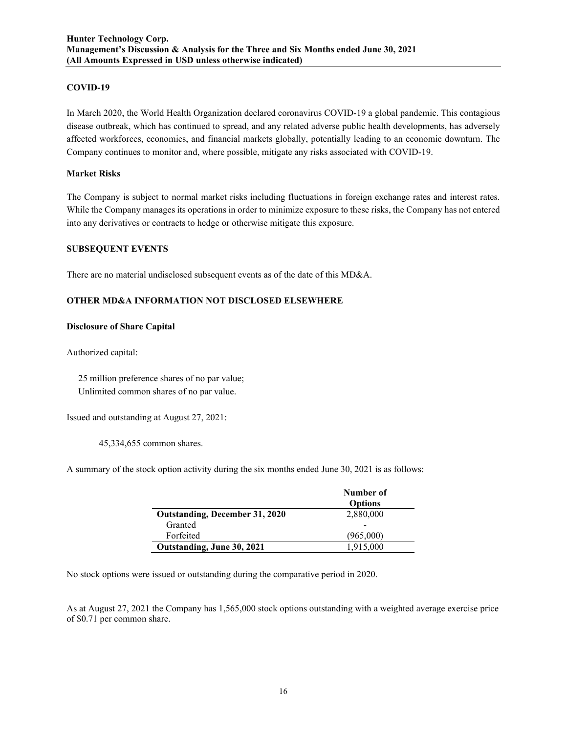## COVID-19

In March 2020, the World Health Organization declared coronavirus COVID-19 a global pandemic. This contagious disease outbreak, which has continued to spread, and any related adverse public health developments, has adversely affected workforces, economies, and financial markets globally, potentially leading to an economic downturn. The Company continues to monitor and, where possible, mitigate any risks associated with COVID-19.

### Market Risks

The Company is subject to normal market risks including fluctuations in foreign exchange rates and interest rates. While the Company manages its operations in order to minimize exposure to these risks, the Company has not entered into any derivatives or contracts to hedge or otherwise mitigate this exposure.

## SUBSEQUENT EVENTS

There are no material undisclosed subsequent events as of the date of this MD&A.

## OTHER MD&A INFORMATION NOT DISCLOSED ELSEWHERE

### Disclosure of Share Capital

Authorized capital:

25 million preference shares of no par value;
Unlimited common shares of no par value.

Issued and outstanding at August 27, 2021:

45,334,655 common shares.

A summary of the stock option activity during the six months ended June 30, 2021 is as follows:

| | Number of Options |
|---|---|
| **Outstanding, December 31, 2020** | 2,880,000 |
| Granted | - |
| Forfeited | (965,000) |
| **Outstanding, June 30, 2021** | 1,915,000 |

No stock options were issued or outstanding during the comparative period in 2020.

As at August 27, 2021 the Company has 1,565,000 stock options outstanding with a weighted average exercise price of $0.71 per common share.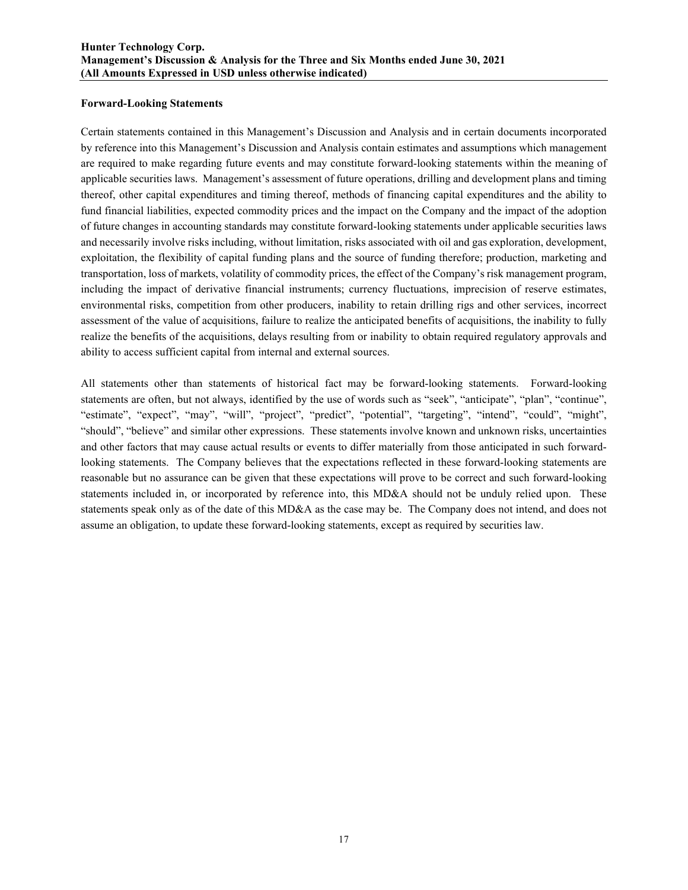**Forward-Looking Statements**

Certain statements contained in this Management's Discussion and Analysis and in certain documents incorporated by reference into this Management's Discussion and Analysis contain estimates and assumptions which management are required to make regarding future events and may constitute forward-looking statements within the meaning of applicable securities laws. Management's assessment of future operations, drilling and development plans and timing thereof, other capital expenditures and timing thereof, methods of financing capital expenditures and the ability to fund financial liabilities, expected commodity prices and the impact on the Company and the impact of the adoption of future changes in accounting standards may constitute forward-looking statements under applicable securities laws and necessarily involve risks including, without limitation, risks associated with oil and gas exploration, development, exploitation, the flexibility of capital funding plans and the source of funding therefore; production, marketing and transportation, loss of markets, volatility of commodity prices, the effect of the Company's risk management program, including the impact of derivative financial instruments; currency fluctuations, imprecision of reserve estimates, environmental risks, competition from other producers, inability to retain drilling rigs and other services, incorrect assessment of the value of acquisitions, failure to realize the anticipated benefits of acquisitions, the inability to fully realize the benefits of the acquisitions, delays resulting from or inability to obtain required regulatory approvals and ability to access sufficient capital from internal and external sources.

All statements other than statements of historical fact may be forward-looking statements. Forward-looking statements are often, but not always, identified by the use of words such as "seek", "anticipate", "plan", "continue", "estimate", "expect", "may", "will", "project", "predict", "potential", "targeting", "intend", "could", "might", "should", "believe" and similar other expressions. These statements involve known and unknown risks, uncertainties and other factors that may cause actual results or events to differ materially from those anticipated in such forward-looking statements. The Company believes that the expectations reflected in these forward-looking statements are reasonable but no assurance can be given that these expectations will prove to be correct and such forward-looking statements included in, or incorporated by reference into, this MD&A should not be unduly relied upon. These statements speak only as of the date of this MD&A as the case may be. The Company does not intend, and does not assume an obligation, to update these forward-looking statements, except as required by securities law.